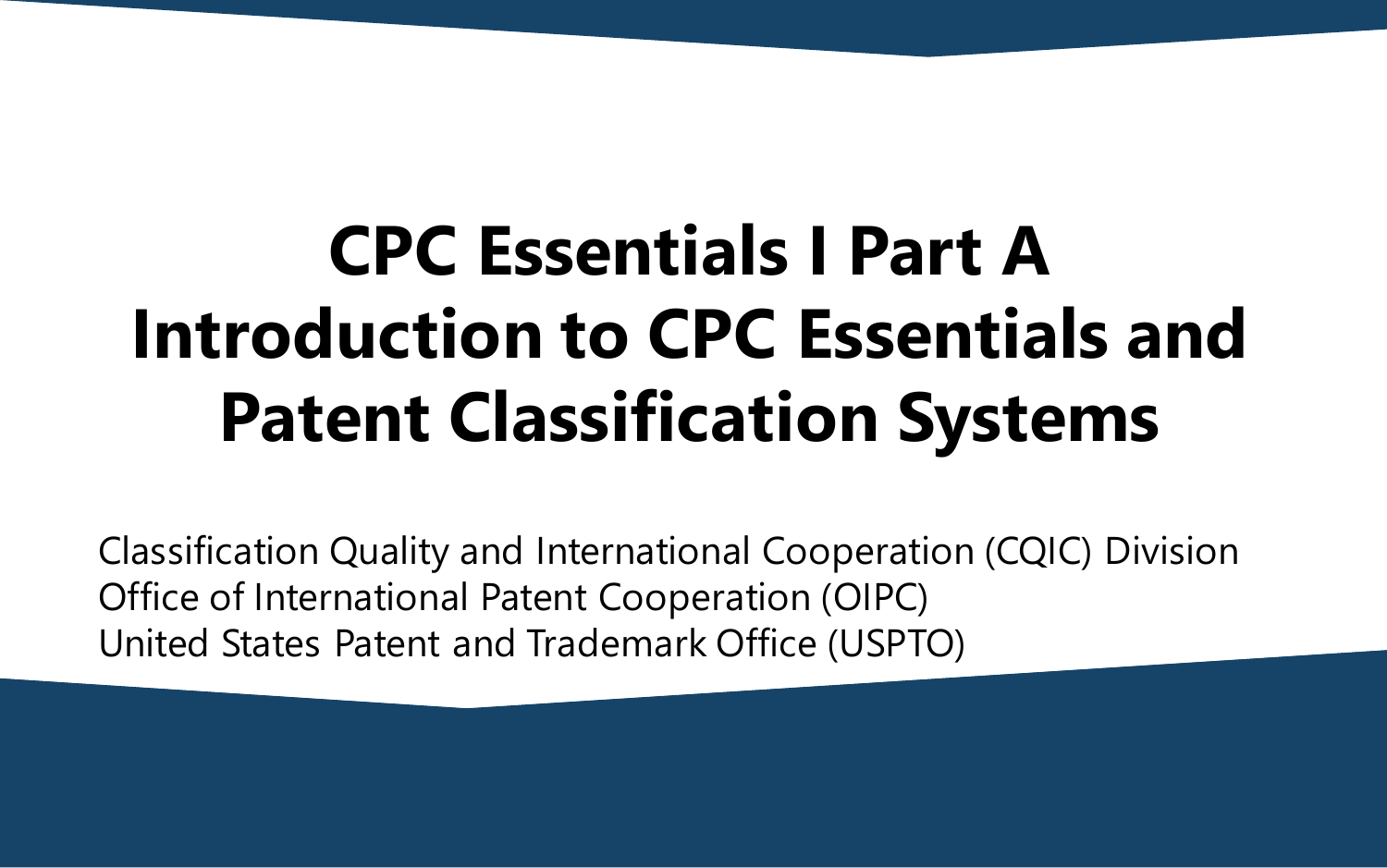# CPC Essentials I Part A Introduction to CPC Essentials and Patent Classification Systems

Classification Quality and International Cooperation (CQIC) Division
Office of International Patent Cooperation (OIPC)
United States Patent and Trademark Office (USPTO)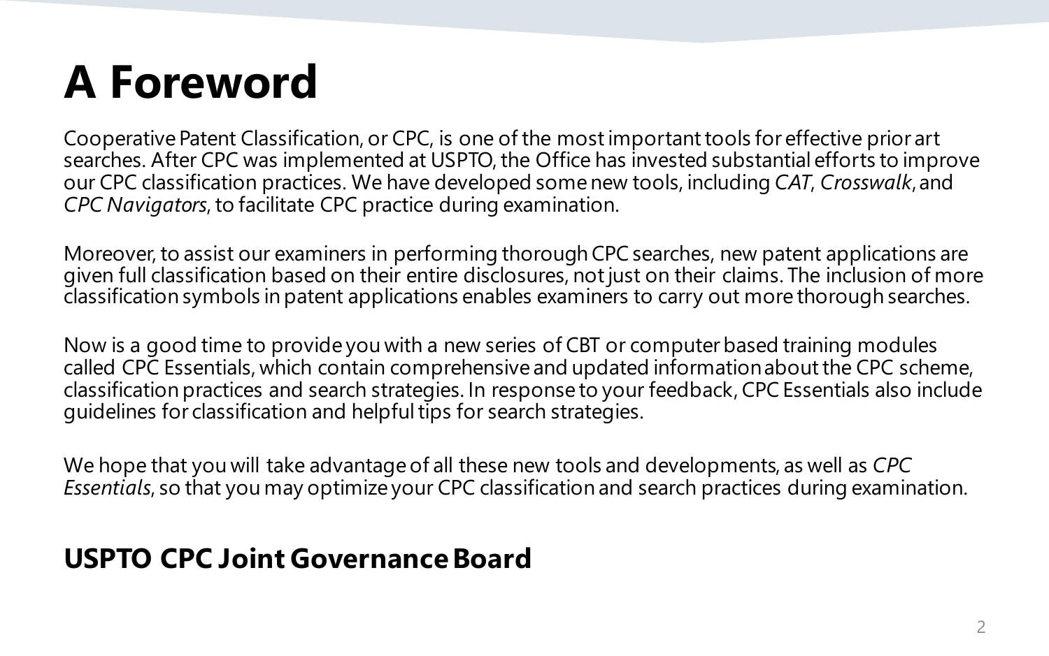# A Foreword

Cooperative Patent Classification, or CPC, is one of the most important tools for effective prior art searches. After CPC was implemented at USPTO, the Office has invested substantial efforts to improve our CPC classification practices. We have developed some new tools, including *CAT*, *Crosswalk*, and *CPC Navigators*, to facilitate CPC practice during examination.

Moreover, to assist our examiners in performing thorough CPC searches, new patent applications are given full classification based on their entire disclosures, not just on their claims. The inclusion of more classification symbols in patent applications enables examiners to carry out more thorough searches.

Now is a good time to provide you with a new series of CBT or computer based training modules called CPC Essentials, which contain comprehensive and updated information about the CPC scheme, classification practices and search strategies. In response to your feedback, CPC Essentials also include guidelines for classification and helpful tips for search strategies.

We hope that you will take advantage of all these new tools and developments, as well as *CPC Essentials*, so that you may optimize your CPC classification and search practices during examination.

**USPTO CPC Joint Governance Board**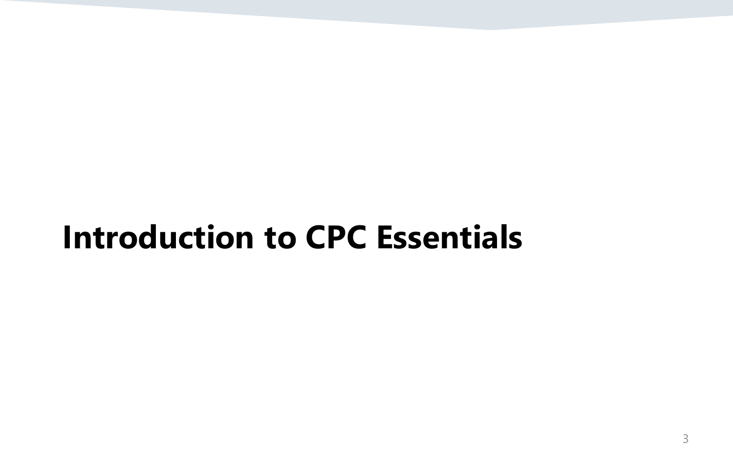# Introduction to CPC Essentials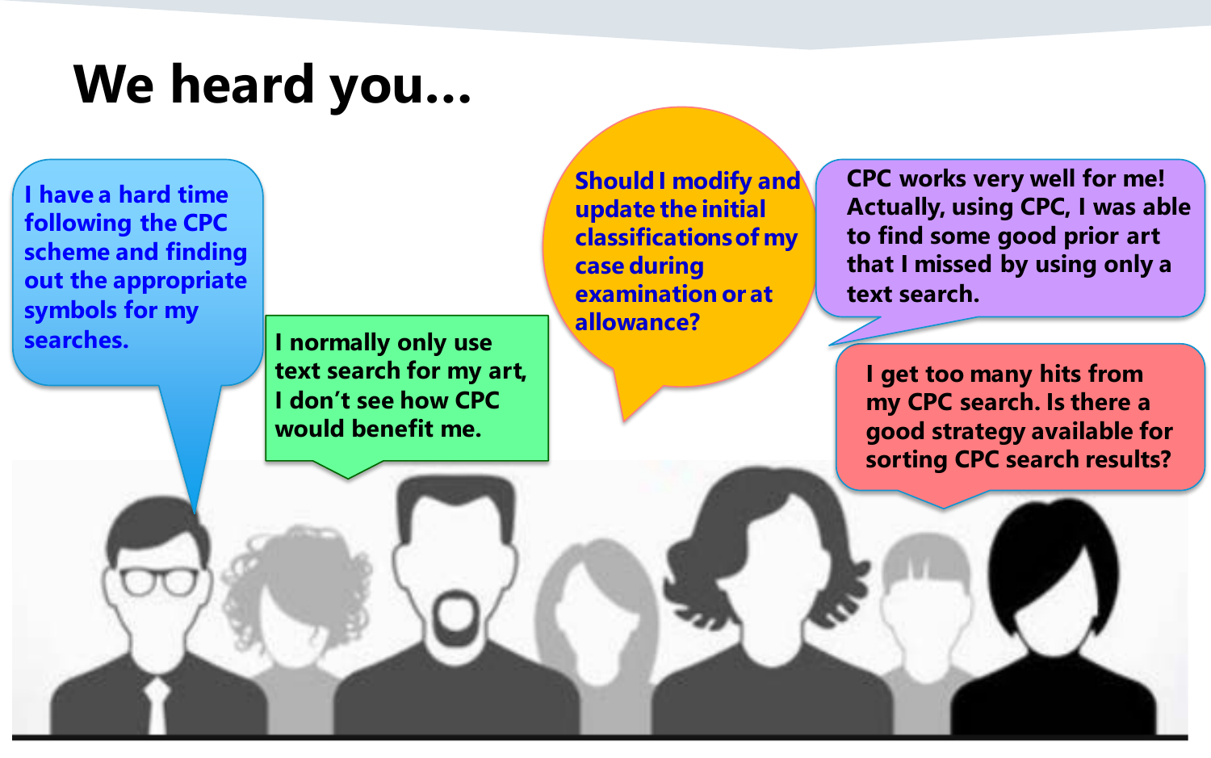# We heard you…

I have a hard time following the CPC scheme and finding out the appropriate symbols for my searches.

I normally only use text search for my art, I don't see how CPC would benefit me.

Should I modify and update the initial classifications of my case during examination or at allowance?

CPC works very well for me! Actually, using CPC, I was able to find some good prior art that I missed by using only a text search.

I get too many hits from my CPC search. Is there a good strategy available for sorting CPC search results?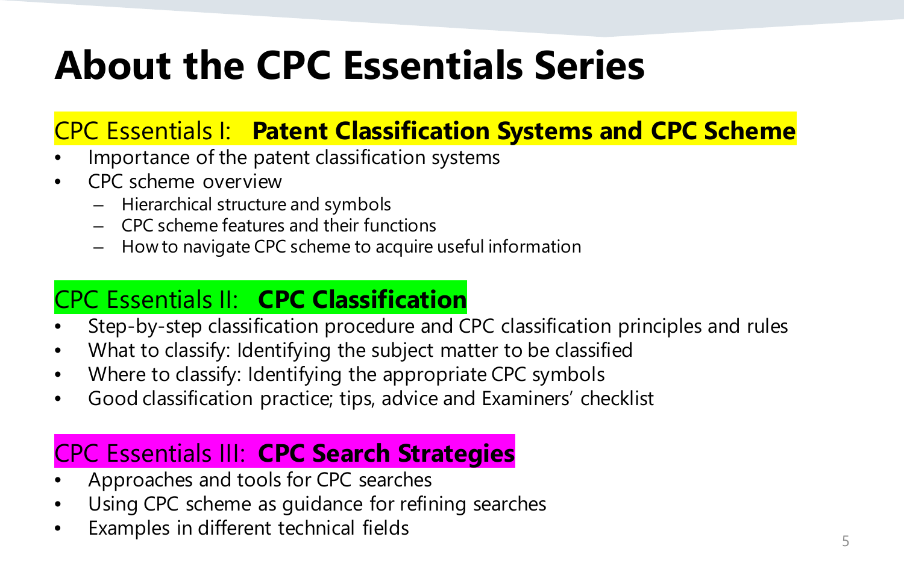# About the CPC Essentials Series

## CPC Essentials I: **Patent Classification Systems and CPC Scheme**

- Importance of the patent classification systems
- CPC scheme overview
  - Hierarchical structure and symbols
  - CPC scheme features and their functions
  - How to navigate CPC scheme to acquire useful information

## CPC Essentials II: **CPC Classification**

- Step-by-step classification procedure and CPC classification principles and rules
- What to classify: Identifying the subject matter to be classified
- Where to classify: Identifying the appropriate CPC symbols
- Good classification practice; tips, advice and Examiners' checklist

## CPC Essentials III: **CPC Search Strategies**

- Approaches and tools for CPC searches
- Using CPC scheme as guidance for refining searches
- Examples in different technical fields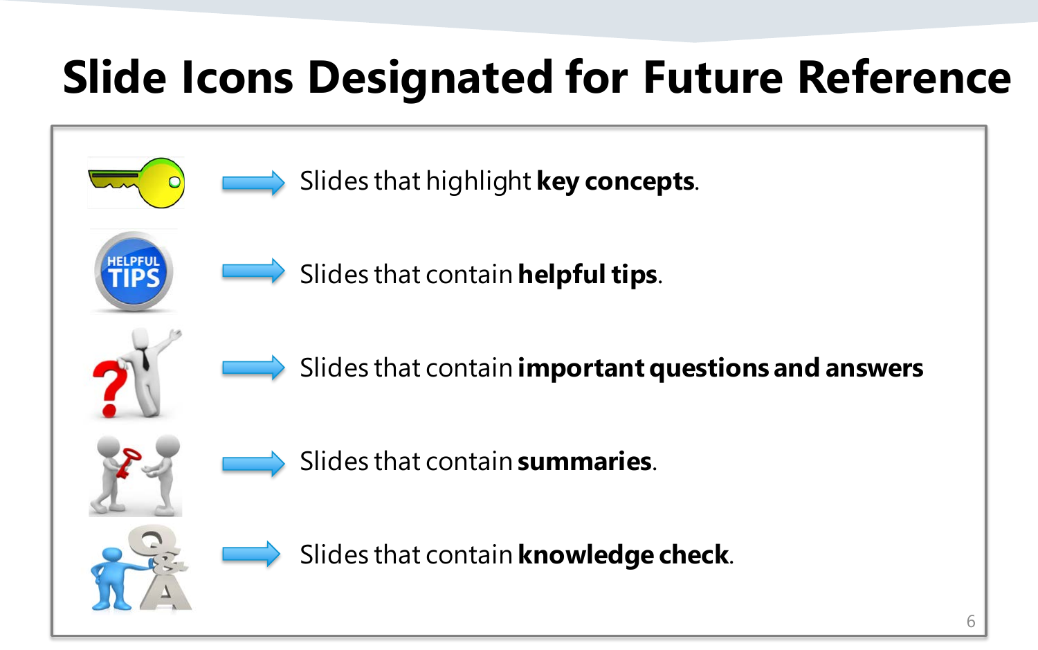# Slide Icons Designated for Future Reference

- Slides that highlight **key concepts**.
- Slides that contain **helpful tips**.
- Slides that contain **important questions and answers**
- Slides that contain **summaries**.
- Slides that contain **knowledge check**.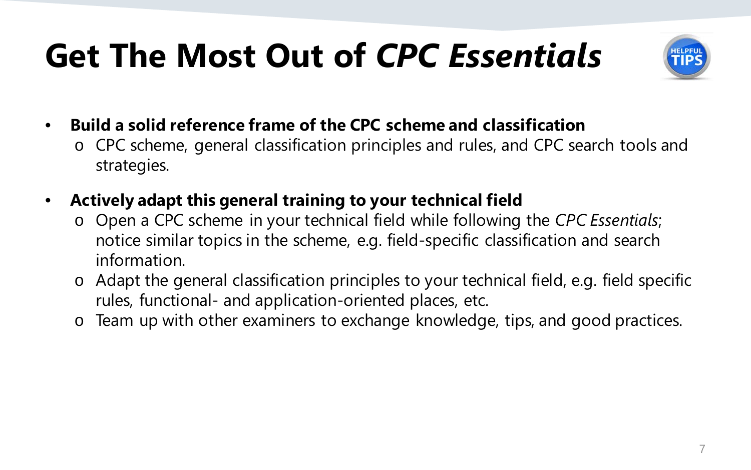# Get The Most Out of *CPC Essentials*

- **Build a solid reference frame of the CPC scheme and classification**
  - CPC scheme, general classification principles and rules, and CPC search tools and strategies.
- **Actively adapt this general training to your technical field**
  - Open a CPC scheme in your technical field while following the *CPC Essentials*; notice similar topics in the scheme, e.g. field-specific classification and search information.
  - Adapt the general classification principles to your technical field, e.g. field specific rules, functional- and application-oriented places, etc.
  - Team up with other examiners to exchange knowledge, tips, and good practices.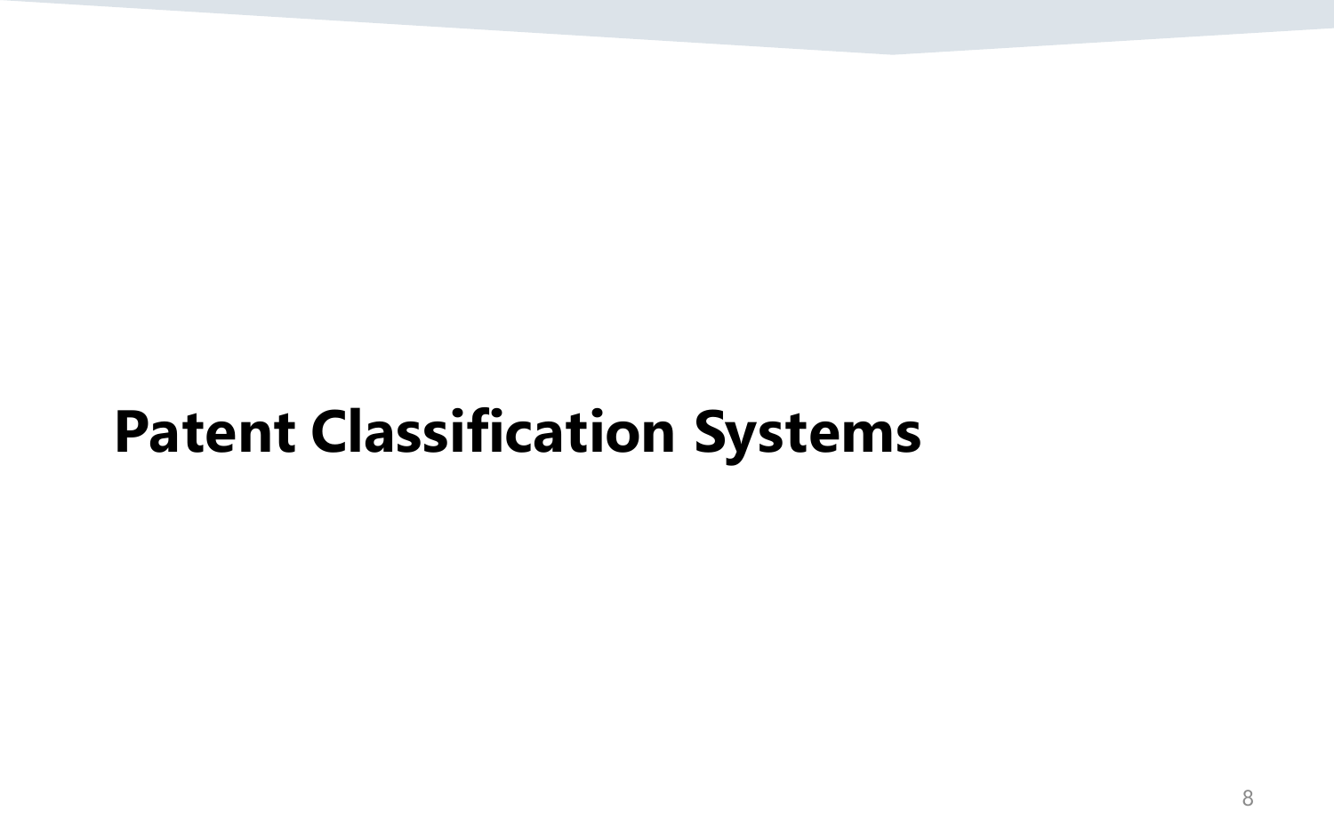# Patent Classification Systems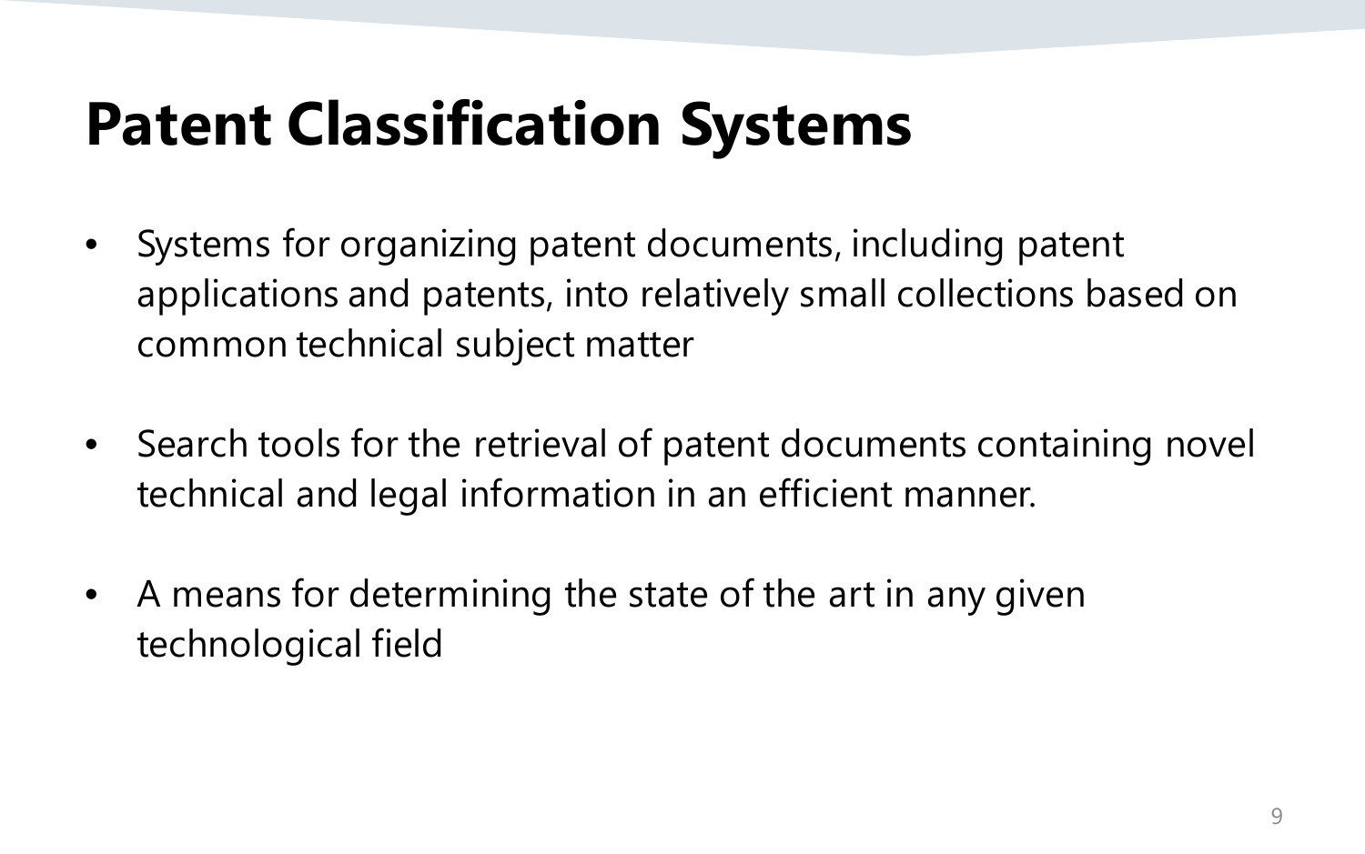# Patent Classification Systems

- Systems for organizing patent documents, including patent applications and patents, into relatively small collections based on common technical subject matter

- Search tools for the retrieval of patent documents containing novel technical and legal information in an efficient manner.

- A means for determining the state of the art in any given technological field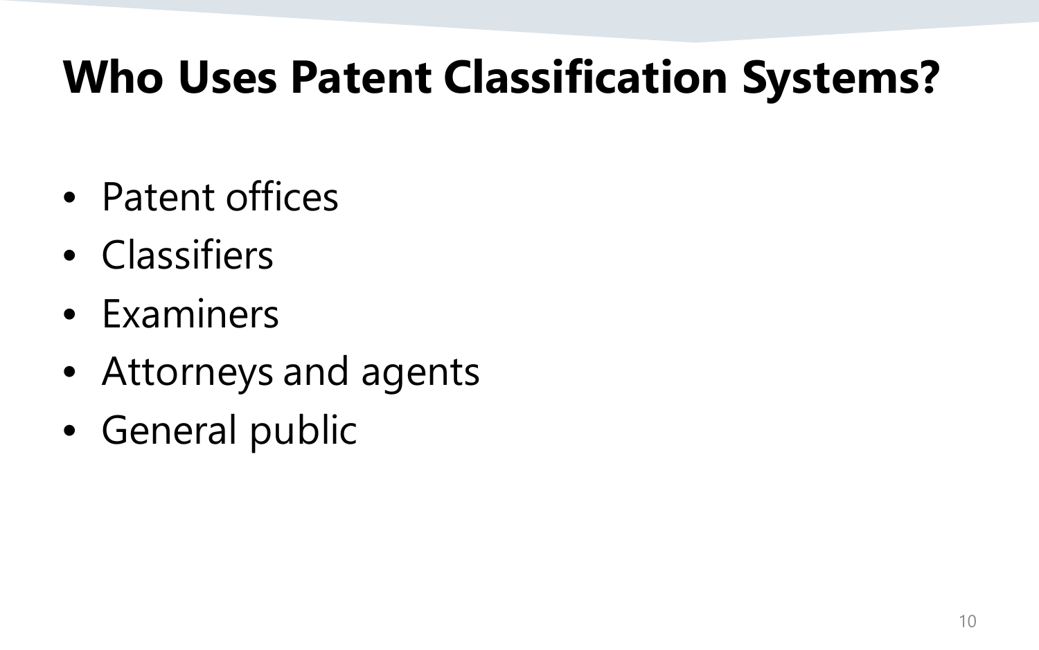# Who Uses Patent Classification Systems?

- Patent offices
- Classifiers
- Examiners
- Attorneys and agents
- General public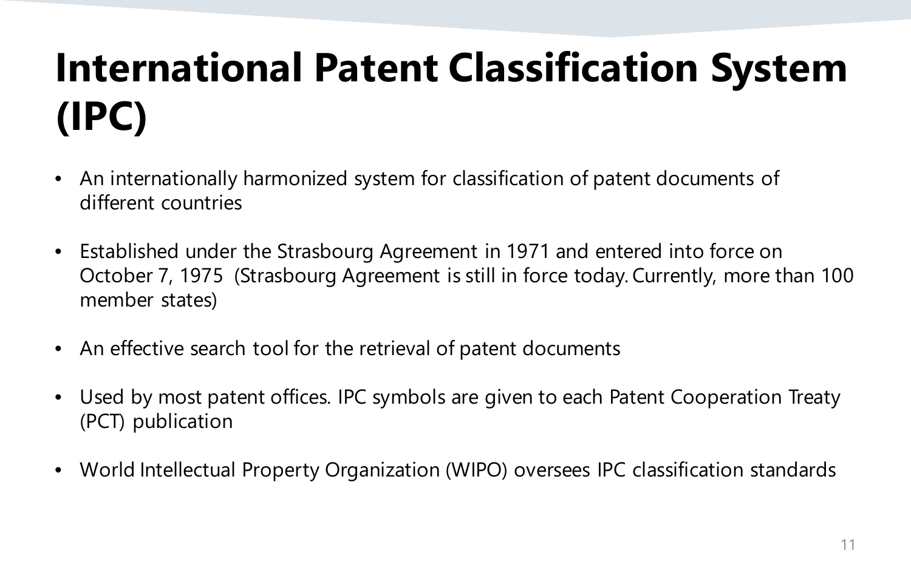# International Patent Classification System (IPC)

- An internationally harmonized system for classification of patent documents of different countries
- Established under the Strasbourg Agreement in 1971 and entered into force on October 7, 1975 (Strasbourg Agreement is still in force today. Currently, more than 100 member states)
- An effective search tool for the retrieval of patent documents
- Used by most patent offices. IPC symbols are given to each Patent Cooperation Treaty (PCT) publication
- World Intellectual Property Organization (WIPO) oversees IPC classification standards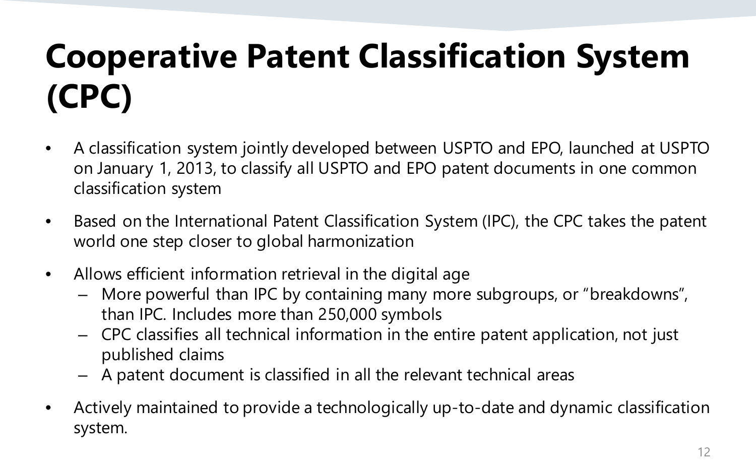# Cooperative Patent Classification System (CPC)

- A classification system jointly developed between USPTO and EPO, launched at USPTO on January 1, 2013, to classify all USPTO and EPO patent documents in one common classification system
- Based on the International Patent Classification System (IPC), the CPC takes the patent world one step closer to global harmonization
- Allows efficient information retrieval in the digital age
  - More powerful than IPC by containing many more subgroups, or "breakdowns", than IPC. Includes more than 250,000 symbols
  - CPC classifies all technical information in the entire patent application, not just published claims
  - A patent document is classified in all the relevant technical areas
- Actively maintained to provide a technologically up-to-date and dynamic classification system.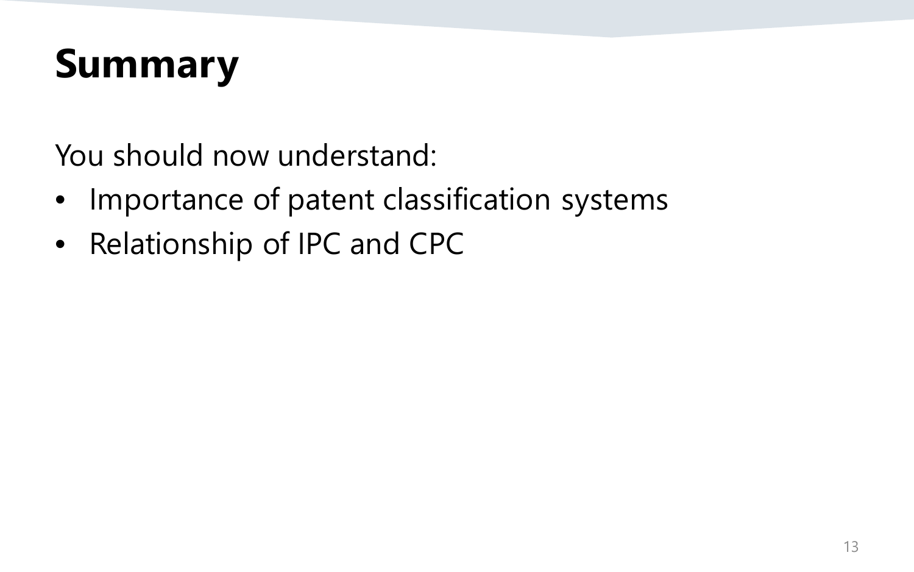# Summary

You should now understand:

- Importance of patent classification systems
- Relationship of IPC and CPC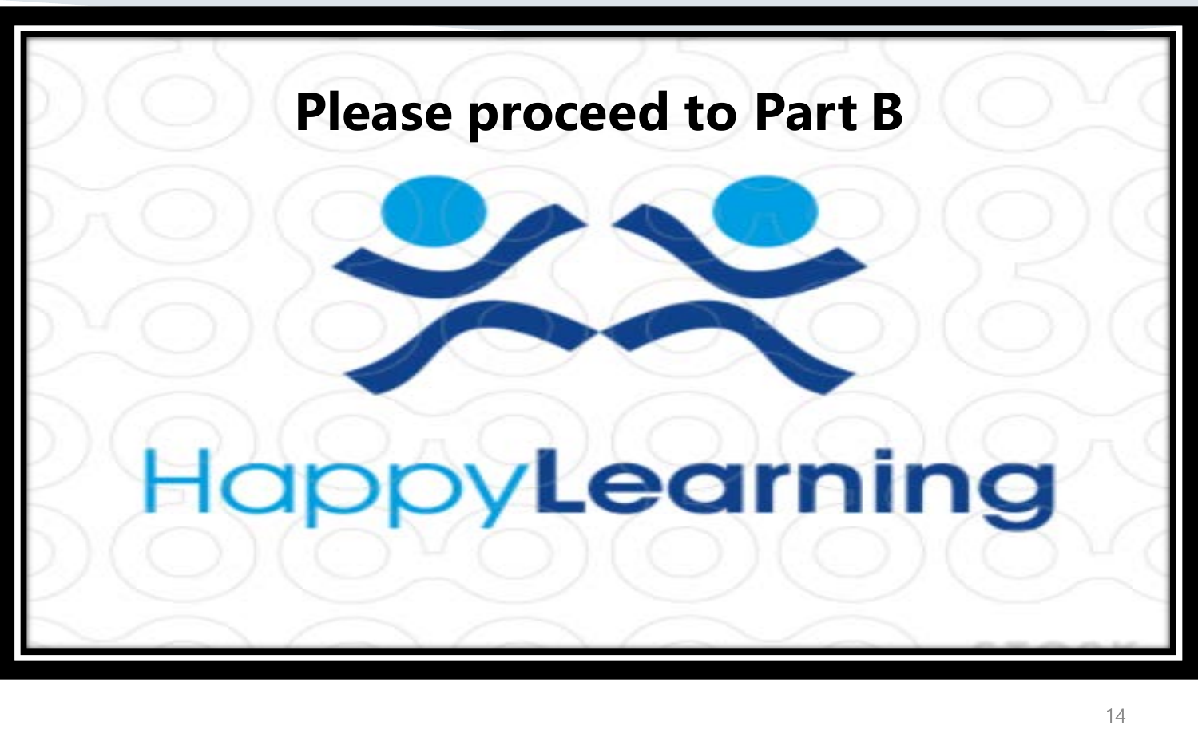# Please proceed to Part B

HappyLearning